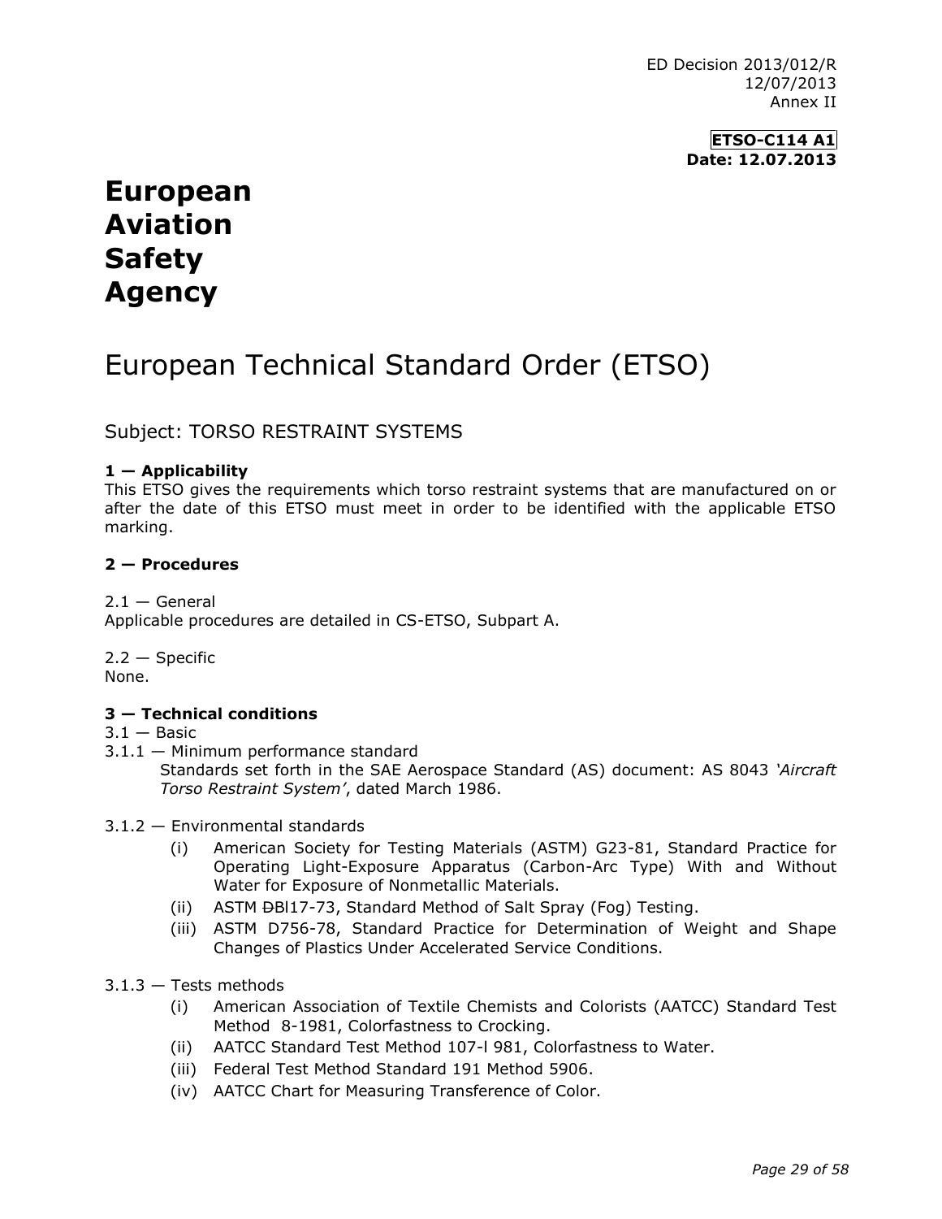ED Decision 2013/012/R
12/07/2013
Annex II

**ETSO-C114 A1**
**Date: 12.07.2013**

# European Aviation Safety Agency

# European Technical Standard Order (ETSO)

## Subject: TORSO RESTRAINT SYSTEMS

**1 — Applicability**

This ETSO gives the requirements which torso restraint systems that are manufactured on or after the date of this ETSO must meet in order to be identified with the applicable ETSO marking.

**2 — Procedures**

2.1 — General
Applicable procedures are detailed in CS-ETSO, Subpart A.

2.2 — Specific
None.

**3 — Technical conditions**

3.1 — Basic

3.1.1 — Minimum performance standard

Standards set forth in the SAE Aerospace Standard (AS) document: AS 8043 *'Aircraft Torso Restraint System'*, dated March 1986.

3.1.2 — Environmental standards

- (i) American Society for Testing Materials (ASTM) G23-81, Standard Practice for Operating Light-Exposure Apparatus (Carbon-Arc Type) With and Without Water for Exposure of Nonmetallic Materials.
- (ii) ASTM ĐBl17-73, Standard Method of Salt Spray (Fog) Testing.
- (iii) ASTM D756-78, Standard Practice for Determination of Weight and Shape Changes of Plastics Under Accelerated Service Conditions.

3.1.3 — Tests methods

- (i) American Association of Textile Chemists and Colorists (AATCC) Standard Test Method 8-1981, Colorfastness to Crocking.
- (ii) AATCC Standard Test Method 107-l 981, Colorfastness to Water.
- (iii) Federal Test Method Standard 191 Method 5906.
- (iv) AATCC Chart for Measuring Transference of Color.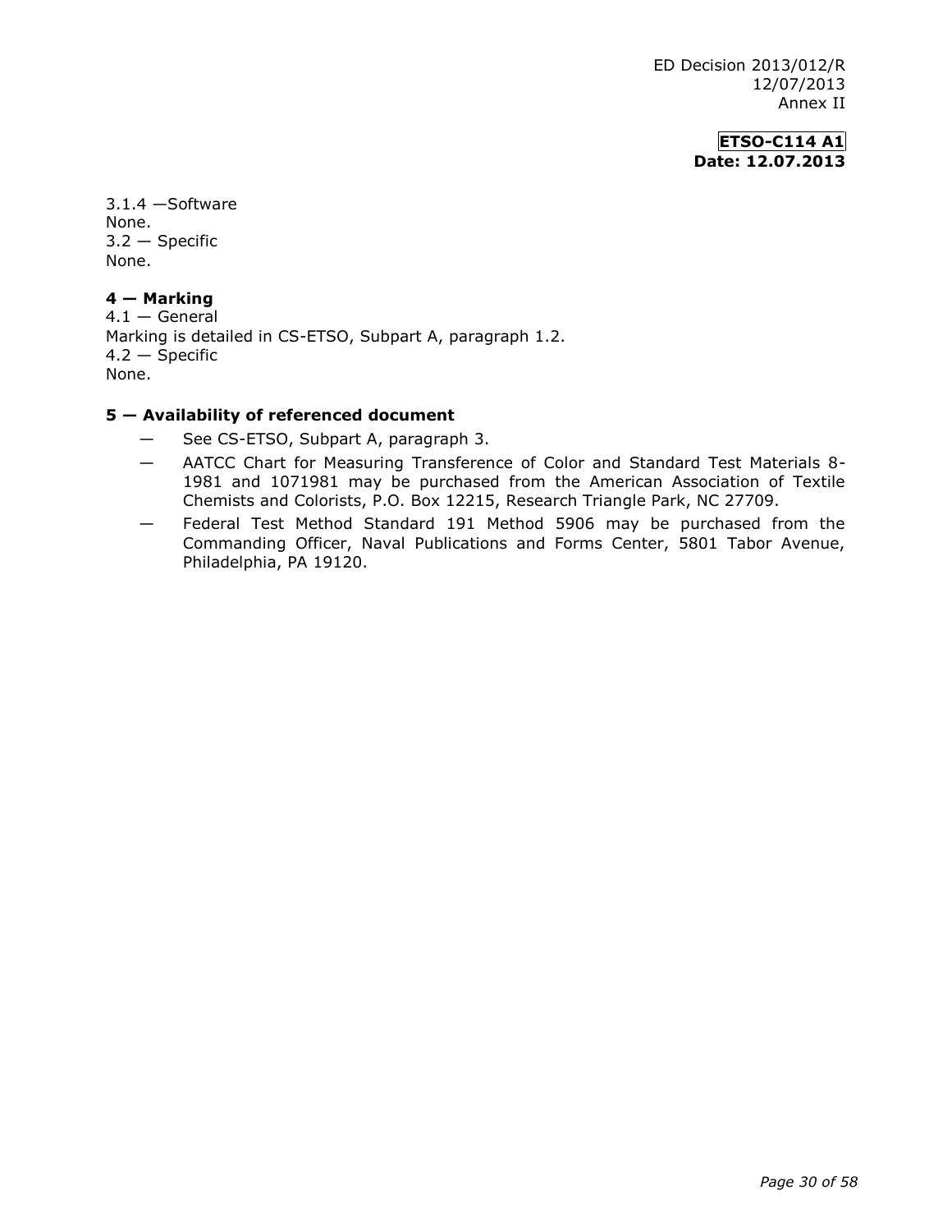3.1.4 —Software
None.
3.2 — Specific
None.

## 4 — Marking

4.1 — General
Marking is detailed in CS-ETSO, Subpart A, paragraph 1.2.
4.2 — Specific
None.

## 5 — Availability of referenced document

- See CS-ETSO, Subpart A, paragraph 3.
- AATCC Chart for Measuring Transference of Color and Standard Test Materials 8-1981 and 1071981 may be purchased from the American Association of Textile Chemists and Colorists, P.O. Box 12215, Research Triangle Park, NC 27709.
- Federal Test Method Standard 191 Method 5906 may be purchased from the Commanding Officer, Naval Publications and Forms Center, 5801 Tabor Avenue, Philadelphia, PA 19120.